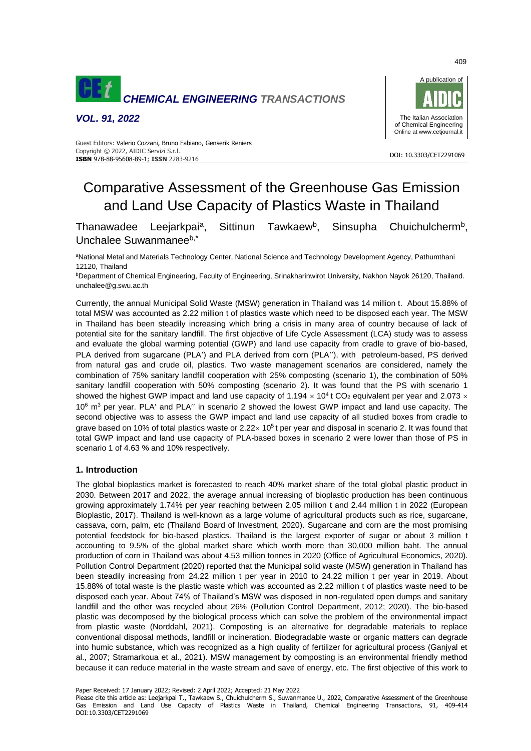# Comparative Assessment of the Greenhouse Gas Emission and Land Use Capacity of Plastics Waste in Thailand

Thanawadee Leejarkpai[a], Sittinun Tawkaew[b], Sinsupha Chuichulcherm[b], Unchalee Suwanmanee[b,*]

[a]National Metal and Materials Technology Center, National Science and Technology Development Agency, Pathumthani 12120, Thailand

[b]Department of Chemical Engineering, Faculty of Engineering, Srinakharinwirot University, Nakhon Nayok 26120, Thailand. unchalee@g.swu.ac.th

Currently, the annual Municipal Solid Waste (MSW) generation in Thailand was 14 million t. About 15.88% of total MSW was accounted as 2.22 million t of plastics waste which need to be disposed each year. The MSW in Thailand has been steadily increasing which bring a crisis in many area of country because of lack of potential site for the sanitary landfill. The first objective of Life Cycle Assessment (LCA) study was to assess and evaluate the global warming potential (GWP) and land use capacity from cradle to grave of bio-based, PLA derived from sugarcane (PLA′) and PLA derived from corn (PLA″), with petroleum-based, PS derived from natural gas and crude oil, plastics. Two waste management scenarios are considered, namely the combination of 75% sanitary landfill cooperation with 25% composting (scenario 1), the combination of 50% sanitary landfill cooperation with 50% composting (scenario 2). It was found that the PS with scenario 1 showed the highest GWP impact and land use capacity of $1.194 \times 10^4$ t $CO_2$ equivalent per year and $2.073 \times 10^6$ $m^3$ per year. PLA′ and PLA″ in scenario 2 showed the lowest GWP impact and land use capacity. The second objective was to assess the GWP impact and land use capacity of all studied boxes from cradle to grave based on 10% of total plastics waste or $2.22 \times 10^5$ t per year and disposal in scenario 2. It was found that total GWP impact and land use capacity of PLA-based boxes in scenario 2 were lower than those of PS in scenario 1 of 4.63 % and 10% respectively.

## 1. Introduction

The global bioplastics market is forecasted to reach 40% market share of the total global plastic product in 2030. Between 2017 and 2022, the average annual increasing of bioplastic production has been continuous growing approximately 1.74% per year reaching between 2.05 million t and 2.44 million t in 2022 (European Bioplastic, 2017). Thailand is well-known as a large volume of agricultural products such as rice, sugarcane, cassava, corn, palm, etc (Thailand Board of Investment, 2020). Sugarcane and corn are the most promising potential feedstock for bio-based plastics. Thailand is the largest exporter of sugar or about 3 million t accounting to 9.5% of the global market share which worth more than 30,000 million baht. The annual production of corn in Thailand was about 4.53 million tonnes in 2020 (Office of Agricultural Economics, 2020). Pollution Control Department (2020) reported that the Municipal solid waste (MSW) generation in Thailand has been steadily increasing from 24.22 million t per year in 2010 to 24.22 million t per year in 2019. About 15.88% of total waste is the plastic waste which was accounted as 2.22 million t of plastics waste need to be disposed each year. About 74% of Thailand's MSW was disposed in non-regulated open dumps and sanitary landfill and the other was recycled about 26% (Pollution Control Department, 2012; 2020). The bio-based plastic was decomposed by the biological process which can solve the problem of the environmental impact from plastic waste (Norddahl, 2021). Composting is an alternative for degradable materials to replace conventional disposal methods, landfill or incineration. Biodegradable waste or organic matters can degrade into humic substance, which was recognized as a high quality of fertilizer for agricultural process (Ganjyal et al., 2007; Stramarkoua et al., 2021). MSW management by composting is an environmental friendly method because it can reduce material in the waste stream and save of energy, etc. The first objective of this work to

Paper Received: 17 January 2022; Revised: 2 April 2022; Accepted: 21 May 2022

Please cite this article as: Leejarkpai T., Tawkaew S., Chuichulcherm S., Suwanmanee U., 2022, Comparative Assessment of the Greenhouse Gas Emission and Land Use Capacity of Plastics Waste in Thailand, Chemical Engineering Transactions, 91, 409-414 DOI:10.3303/CET2291069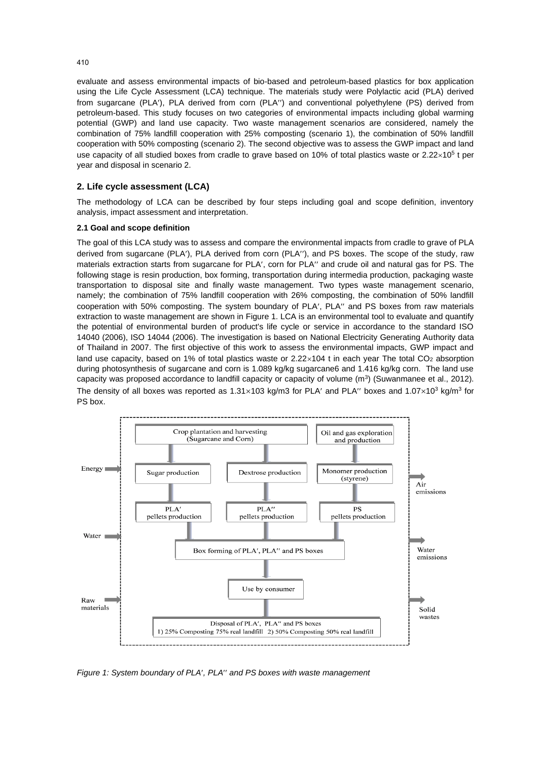evaluate and assess environmental impacts of bio-based and petroleum-based plastics for box application using the Life Cycle Assessment (LCA) technique. The materials study were Polylactic acid (PLA) derived from sugarcane (PLA′), PLA derived from corn (PLA′′) and conventional polyethylene (PS) derived from petroleum-based. This study focuses on two categories of environmental impacts including global warming potential (GWP) and land use capacity. Two waste management scenarios are considered, namely the combination of 75% landfill cooperation with 25% composting (scenario 1), the combination of 50% landfill cooperation with 50% composting (scenario 2). The second objective was to assess the GWP impact and land use capacity of all studied boxes from cradle to grave based on 10% of total plastics waste or $2.22\times10^5$ t per year and disposal in scenario 2.

## 2. Life cycle assessment (LCA)

The methodology of LCA can be described by four steps including goal and scope definition, inventory analysis, impact assessment and interpretation.

### 2.1 Goal and scope definition

The goal of this LCA study was to assess and compare the environmental impacts from cradle to grave of PLA derived from sugarcane (PLA′), PLA derived from corn (PLA′′), and PS boxes. The scope of the study, raw materials extraction starts from sugarcane for PLA′, corn for PLA′′ and crude oil and natural gas for PS. The following stage is resin production, box forming, transportation during intermedia production, packaging waste transportation to disposal site and finally waste management. Two types waste management scenario, namely; the combination of 75% landfill cooperation with 26% composting, the combination of 50% landfill cooperation with 50% composting. The system boundary of PLA′, PLA′′ and PS boxes from raw materials extraction to waste management are shown in Figure 1. LCA is an environmental tool to evaluate and quantify the potential of environmental burden of product's life cycle or service in accordance to the standard ISO 14040 (2006), ISO 14044 (2006). The investigation is based on National Electricity Generating Authority data of Thailand in 2007. The first objective of this work to assess the environmental impacts, GWP impact and land use capacity, based on 1% of total plastics waste or $2.22\times104$ t in each year The total $CO_2$ absorption during photosynthesis of sugarcane and corn is 1.089 kg/kg sugarcane6 and 1.416 kg/kg corn. The land use capacity was proposed accordance to landfill capacity or capacity of volume ($m^3$) (Suwanmanee et al., 2012). The density of all boxes was reported as $1.31\times103$ kg/m3 for PLA′ and PLA′′ boxes and $1.07\times10^3$ kg/$m^3$ for PS box.

Energy → | Water → | Raw materials →

Crop plantation and harvesting (Sugarcane and Corn) → Sugar production → PLA′ pellets production
Crop plantation and harvesting (Sugarcane and Corn) → Dextrose production → PLA′′ pellets production
Oil and gas exploration and production → Monomer production (styrene) → PS pellets production

→ Box forming of PLA′, PLA′′ and PS boxes → Use by consumer → Disposal of PLA′, PLA′′ and PS boxes: 1) 25% Composting 75% real landfill 2) 50% Composting 50% real landfill

→ Air emissions | → Water emissions | → Solid wastes

*Figure 1: System boundary of PLA′, PLA′′ and PS boxes with waste management*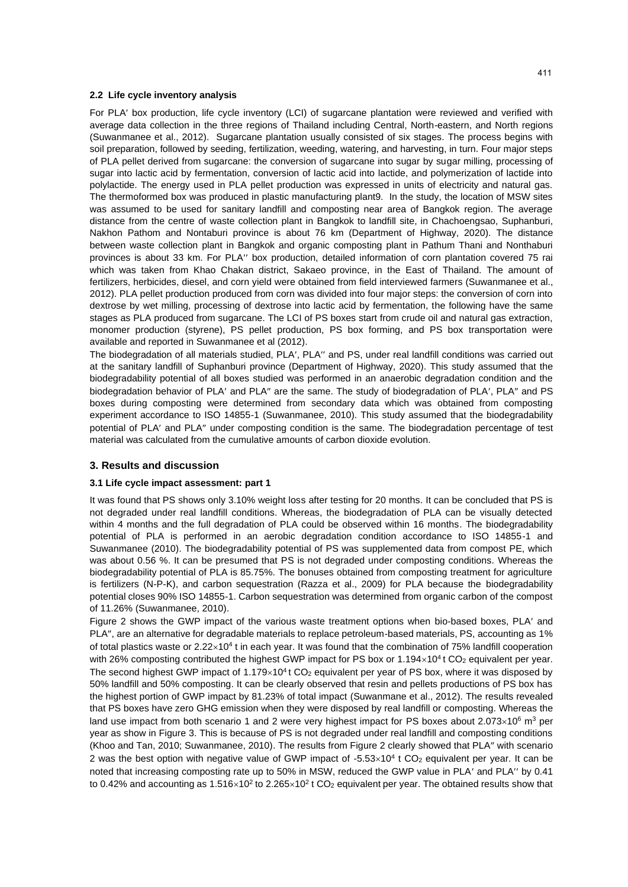### 2.2 Life cycle inventory analysis

For PLA′ box production, life cycle inventory (LCI) of sugarcane plantation were reviewed and verified with average data collection in the three regions of Thailand including Central, North-eastern, and North regions (Suwanmanee et al., 2012). Sugarcane plantation usually consisted of six stages. The process begins with soil preparation, followed by seeding, fertilization, weeding, watering, and harvesting, in turn. Four major steps of PLA pellet derived from sugarcane: the conversion of sugarcane into sugar by sugar milling, processing of sugar into lactic acid by fermentation, conversion of lactic acid into lactide, and polymerization of lactide into polylactide. The energy used in PLA pellet production was expressed in units of electricity and natural gas. The thermoformed box was produced in plastic manufacturing plant9. In the study, the location of MSW sites was assumed to be used for sanitary landfill and composting near area of Bangkok region. The average distance from the centre of waste collection plant in Bangkok to landfill site, in Chachoengsao, Suphanburi, Nakhon Pathom and Nontaburi province is about 76 km (Department of Highway, 2020). The distance between waste collection plant in Bangkok and organic composting plant in Pathum Thani and Nonthaburi provinces is about 33 km. For PLA′′ box production, detailed information of corn plantation covered 75 rai which was taken from Khao Chakan district, Sakaeo province, in the East of Thailand. The amount of fertilizers, herbicides, diesel, and corn yield were obtained from field interviewed farmers (Suwanmanee et al., 2012). PLA pellet production produced from corn was divided into four major steps: the conversion of corn into dextrose by wet milling, processing of dextrose into lactic acid by fermentation, the following have the same stages as PLA produced from sugarcane. The LCI of PS boxes start from crude oil and natural gas extraction, monomer production (styrene), PS pellet production, PS box forming, and PS box transportation were available and reported in Suwanmanee et al (2012).

The biodegradation of all materials studied, PLA′, PLA′′ and PS, under real landfill conditions was carried out at the sanitary landfill of Suphanburi province (Department of Highway, 2020). This study assumed that the biodegradability potential of all boxes studied was performed in an anaerobic degradation condition and the biodegradation behavior of PLA′ and PLA″ are the same. The study of biodegradation of PLA′, PLA″ and PS boxes during composting were determined from secondary data which was obtained from composting experiment accordance to ISO 14855-1 (Suwanmanee, 2010). This study assumed that the biodegradability potential of PLA′ and PLA″ under composting condition is the same. The biodegradation percentage of test material was calculated from the cumulative amounts of carbon dioxide evolution.

## 3. Results and discussion

### 3.1 Life cycle impact assessment: part 1

It was found that PS shows only 3.10% weight loss after testing for 20 months. It can be concluded that PS is not degraded under real landfill conditions. Whereas, the biodegradation of PLA can be visually detected within 4 months and the full degradation of PLA could be observed within 16 months. The biodegradability potential of PLA is performed in an aerobic degradation condition accordance to ISO 14855-1 and Suwanmanee (2010). The biodegradability potential of PS was supplemented data from compost PE, which was about 0.56 %. It can be presumed that PS is not degraded under composting conditions. Whereas the biodegradability potential of PLA is 85.75%. The bonuses obtained from composting treatment for agriculture is fertilizers (N-P-K), and carbon sequestration (Razza et al., 2009) for PLA because the biodegradability potential closes 90% ISO 14855-1. Carbon sequestration was determined from organic carbon of the compost of 11.26% (Suwanmanee, 2010).

Figure 2 shows the GWP impact of the various waste treatment options when bio-based boxes, PLA′ and PLA″, are an alternative for degradable materials to replace petroleum-based materials, PS, accounting as 1% of total plastics waste or $2.22\times10^4$ t in each year. It was found that the combination of 75% landfill cooperation with 26% composting contributed the highest GWP impact for PS box or $1.194\times10^4$ t $CO_2$ equivalent per year. The second highest GWP impact of $1.179\times10^4$ t $CO_2$ equivalent per year of PS box, where it was disposed by 50% landfill and 50% composting. It can be clearly observed that resin and pellets productions of PS box has the highest portion of GWP impact by 81.23% of total impact (Suwanmane et al., 2012). The results revealed that PS boxes have zero GHG emission when they were disposed by real landfill or composting. Whereas the land use impact from both scenario 1 and 2 were very highest impact for PS boxes about $2.073\times10^6$ $m^3$ per year as show in Figure 3. This is because of PS is not degraded under real landfill and composting conditions (Khoo and Tan, 2010; Suwanmanee, 2010). The results from Figure 2 clearly showed that PLA″ with scenario 2 was the best option with negative value of GWP impact of $-5.53\times10^4$ t $CO_2$ equivalent per year. It can be noted that increasing composting rate up to 50% in MSW, reduced the GWP value in PLA′ and PLA′′ by 0.41 to 0.42% and accounting as $1.516\times10^2$ to $2.265\times10^2$ t $CO_2$ equivalent per year. The obtained results show that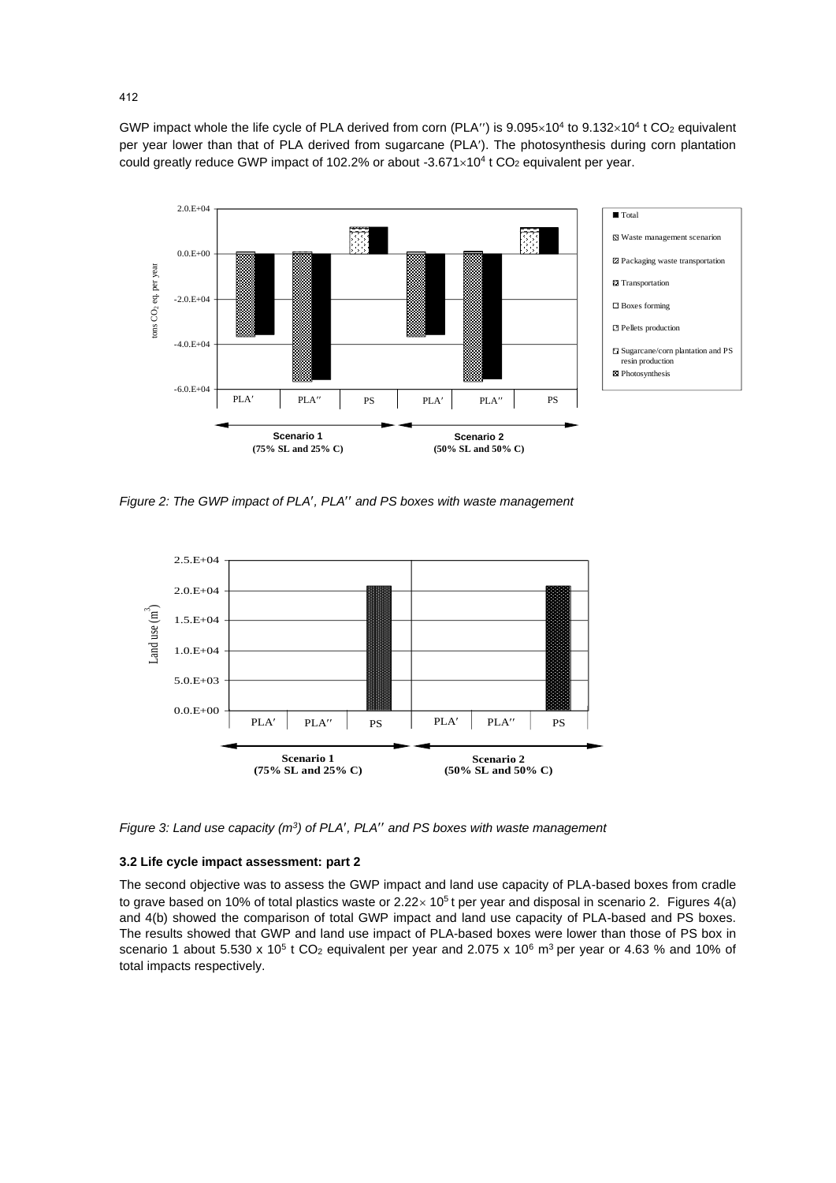GWP impact whole the life cycle of PLA derived from corn (PLA′′) is $9.095 \times 10^4$ to $9.132 \times 10^4$ t $CO_2$ equivalent per year lower than that of PLA derived from sugarcane (PLA′). The photosynthesis during corn plantation could greatly reduce GWP impact of 102.2% or about $-3.671 \times 10^4$ t $CO_2$ equivalent per year.

*Figure 2: The GWP impact of PLA′, PLA′′ and PS boxes with waste management*

*Figure 3: Land use capacity ($m^3$) of PLA′, PLA′′ and PS boxes with waste management*

### 3.2 Life cycle impact assessment: part 2

The second objective was to assess the GWP impact and land use capacity of PLA-based boxes from cradle to grave based on 10% of total plastics waste or $2.22 \times 10^5$ t per year and disposal in scenario 2. Figures 4(a) and 4(b) showed the comparison of total GWP impact and land use capacity of PLA-based and PS boxes. The results showed that GWP and land use impact of PLA-based boxes were lower than those of PS box in scenario 1 about $5.530 \times 10^5$ t $CO_2$ equivalent per year and $2.075 \times 10^6$ $m^3$ per year or 4.63 % and 10% of total impacts respectively.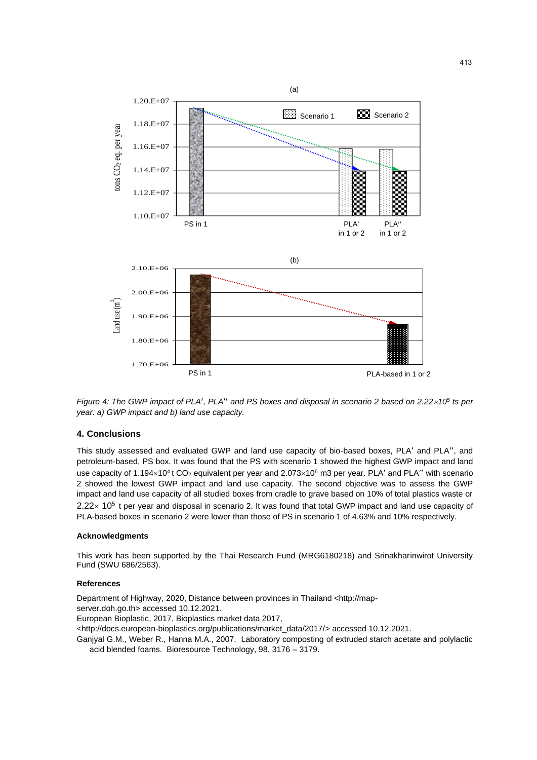Figure 4: The GWP impact of PLA′, PLA′′ and PS boxes and disposal in scenario 2 based on $2.22 \times 10^5$ ts per year: a) GWP impact and b) land use capacity.

## 4. Conclusions

This study assessed and evaluated GWP and land use capacity of bio-based boxes, PLA′ and PLA′′, and petroleum-based, PS box. It was found that the PS with scenario 1 showed the highest GWP impact and land use capacity of $1.194 \times 10^4$ t $CO_2$ equivalent per year and $2.073 \times 10^6$ m3 per year. PLA′ and PLA′′ with scenario 2 showed the lowest GWP impact and land use capacity. The second objective was to assess the GWP impact and land use capacity of all studied boxes from cradle to grave based on 10% of total plastics waste or $2.22 \times 10^5$ t per year and disposal in scenario 2. It was found that total GWP impact and land use capacity of PLA-based boxes in scenario 2 were lower than those of PS in scenario 1 of 4.63% and 10% respectively.

### Acknowledgments

This work has been supported by the Thai Research Fund (MRG6180218) and Srinakharinwirot University Fund (SWU 686/2563).

### References

Department of Highway, 2020, Distance between provinces in Thailand <http://map-server.doh.go.th> accessed 10.12.2021.

European Bioplastic, 2017, Bioplastics market data 2017, <http://docs.european-bioplastics.org/publications/market_data/2017/> accessed 10.12.2021.

Ganjyal G.M., Weber R., Hanna M.A., 2007. Laboratory composting of extruded starch acetate and polylactic acid blended foams. Bioresource Technology, 98, 3176 – 3179.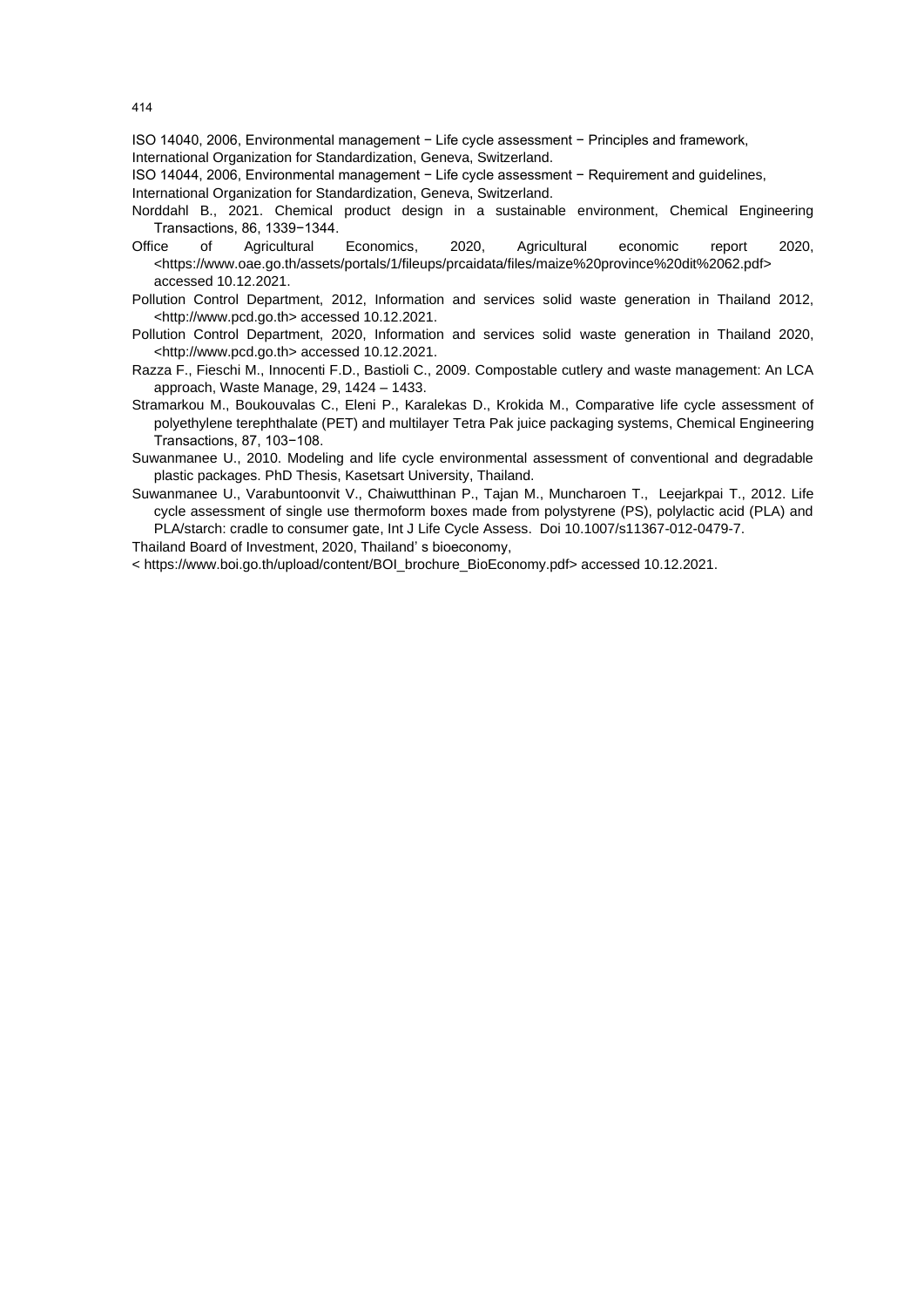ISO 14040, 2006, Environmental management − Life cycle assessment − Principles and framework, International Organization for Standardization, Geneva, Switzerland.

ISO 14044, 2006, Environmental management − Life cycle assessment − Requirement and guidelines, International Organization for Standardization, Geneva, Switzerland.

Norddahl B., 2021. Chemical product design in a sustainable environment, Chemical Engineering Transactions, 86, 1339−1344.

Office of Agricultural Economics, 2020, Agricultural economic report 2020, <https://www.oae.go.th/assets/portals/1/fileups/prcaidata/files/maize%20province%20dit%2062.pdf> accessed 10.12.2021.

Pollution Control Department, 2012, Information and services solid waste generation in Thailand 2012, <http://www.pcd.go.th> accessed 10.12.2021.

Pollution Control Department, 2020, Information and services solid waste generation in Thailand 2020, <http://www.pcd.go.th> accessed 10.12.2021.

Razza F., Fieschi M., Innocenti F.D., Bastioli C., 2009. Compostable cutlery and waste management: An LCA approach, Waste Manage, 29, 1424 – 1433.

Stramarkou M., Boukouvalas C., Eleni P., Karalekas D., Krokida M., Comparative life cycle assessment of polyethylene terephthalate (PET) and multilayer Tetra Pak juice packaging systems, Chemical Engineering Transactions, 87, 103−108.

Suwanmanee U., 2010. Modeling and life cycle environmental assessment of conventional and degradable plastic packages. PhD Thesis, Kasetsart University, Thailand.

Suwanmanee U., Varabuntoonvit V., Chaiwutthinan P., Tajan M., Muncharoen T., Leejarkpai T., 2012. Life cycle assessment of single use thermoform boxes made from polystyrene (PS), polylactic acid (PLA) and PLA/starch: cradle to consumer gate, Int J Life Cycle Assess. Doi 10.1007/s11367-012-0479-7.

Thailand Board of Investment, 2020, Thailand' s bioeconomy,

< https://www.boi.go.th/upload/content/BOI_brochure_BioEconomy.pdf> accessed 10.12.2021.